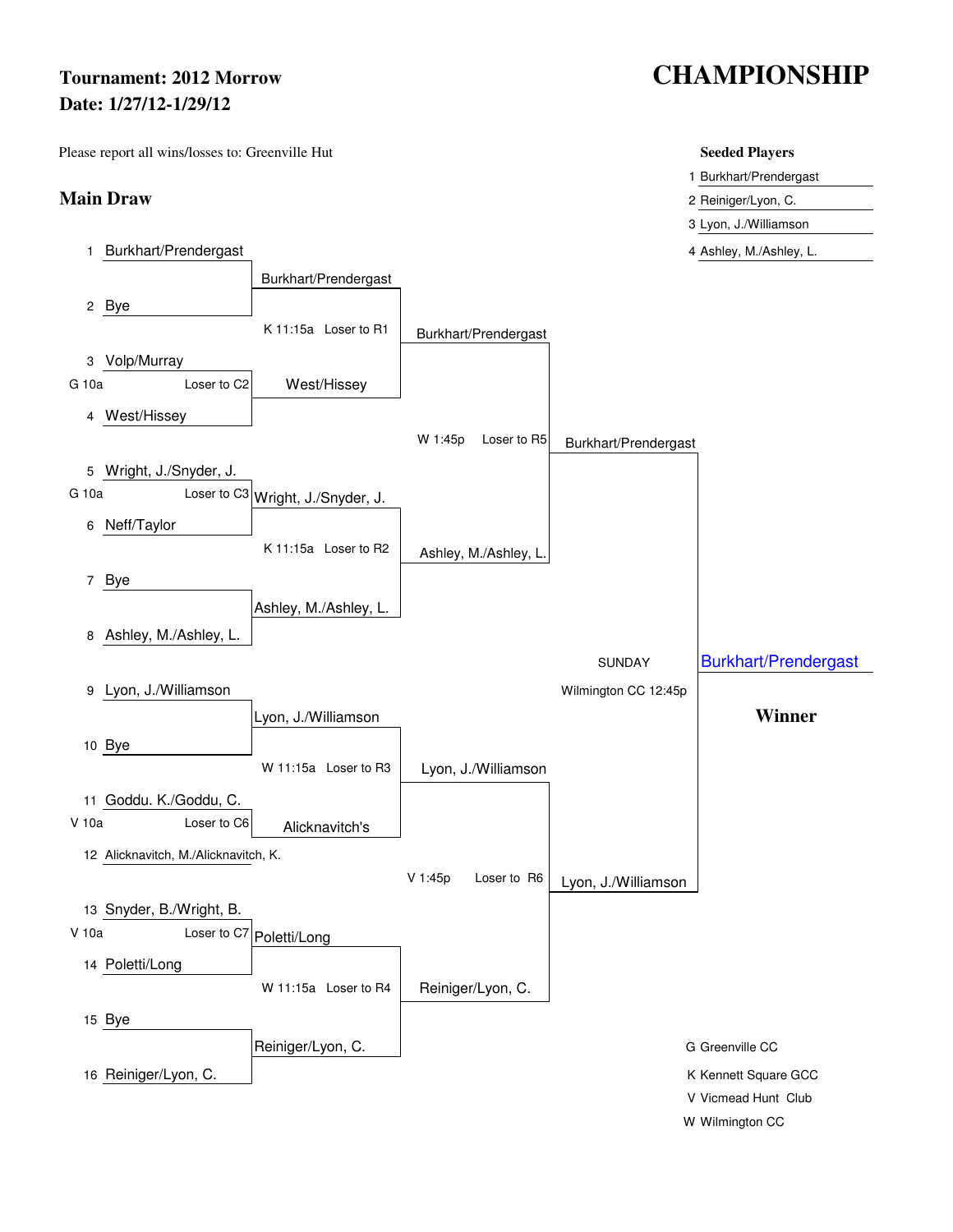**Tournament: 2012 Morrow**
**Date: 1/27/12-1/29/12**

# CHAMPIONSHIP

Please report all wins/losses to: Greenville Hut

**Seeded Players**

1. Burkhart/Prendergast
2. Reiniger/Lyon, C.
3. Lyon, J./Williamson
4. Ashley, M./Ashley, L.

## Main Draw

### First Round

| # | Team | Match |
|---|---|---|
| 1 | Burkhart/Prendergast | |
| 2 | Bye | |
| 3 | Volp/Murray | G 10a — Loser to C2 |
| 4 | West/Hissey | |
| 5 | Wright, J./Snyder, J. | G 10a — Loser to C3 |
| 6 | Neff/Taylor | |
| 7 | Bye | |
| 8 | Ashley, M./Ashley, L. | |
| 9 | Lyon, J./Williamson | |
| 10 | Bye | |
| 11 | Goddu. K./Goddu, C. | V 10a — Loser to C6 |
| 12 | Alicknavitch, M./Alicknavitch, K. | |
| 13 | Snyder, B./Wright, B. | V 10a — Loser to C7 |
| 14 | Poletti/Long | |
| 15 | Bye | |
| 16 | Reiniger/Lyon, C. | |

### Second Round

| Team | Match |
|---|---|
| Burkhart/Prendergast | K 11:15a — Loser to R1 |
| West/Hissey | |
| Wright, J./Snyder, J. | K 11:15a — Loser to R2 |
| Ashley, M./Ashley, L. | |
| Lyon, J./Williamson | W 11:15a — Loser to R3 |
| Alicknavitch's | |
| Poletti/Long | W 11:15a — Loser to R4 |
| Reiniger/Lyon, C. | |

### Semifinals

| Team | Match |
|---|---|
| Burkhart/Prendergast | W 1:45p — Loser to R5 |
| Ashley, M./Ashley, L. | |
| Lyon, J./Williamson | V 1:45p — Loser to R6 |
| Reiniger/Lyon, C. | |

### Final

SUNDAY
Wilmington CC 12:45p

| Team |
|---|
| Burkhart/Prendergast |
| Lyon, J./Williamson |

**Winner:** Burkhart/Prendergast

G Greenville CC
K Kennett Square GCC
V Vicmead Hunt Club
W Wilmington CC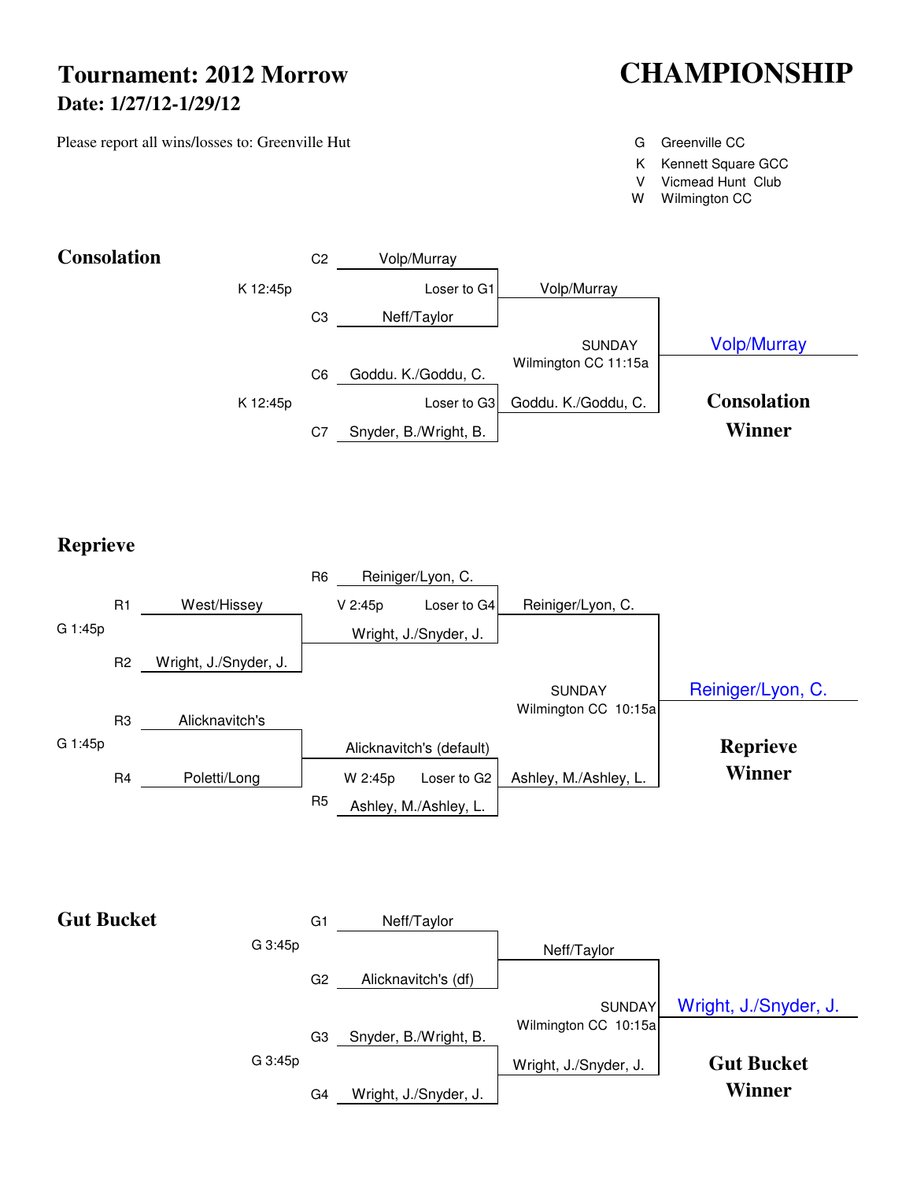# Tournament: 2012 Morrow

**Date: 1/27/12-1/29/12**

# CHAMPIONSHIP

Please report all wins/losses to: Greenville Hut

| | |
|---|---|
| G | Greenville CC |
| K | Kennett Square GCC |
| V | Vicmead Hunt Club |
| W | Wilmington CC |

## Consolation

K 12:45p
- C2 Volp/Murray
- C3 Neff/Taylor
- Loser to G1
- Winner: Volp/Murray

K 12:45p
- C6 Goddu. K./Goddu, C.
- C7 Snyder, B./Wright, B.
- Loser to G3
- Winner: Goddu. K./Goddu, C.

SUNDAY Wilmington CC 11:15a
- Volp/Murray vs. Goddu. K./Goddu, C.

**Consolation Winner**: Volp/Murray

## Reprieve

G 1:45p
- R1 West/Hissey
- R2 Wright, J./Snyder, J.
- Winner: Wright, J./Snyder, J.

V 2:45p
- R6 Reiniger/Lyon, C.
- Wright, J./Snyder, J.
- Loser to G4
- Winner: Reiniger/Lyon, C.

G 1:45p
- R3 Alicknavitch's
- R4 Poletti/Long
- Winner: Alicknavitch's (default)

W 2:45p
- Alicknavitch's (default)
- R5 Ashley, M./Ashley, L.
- Loser to G2
- Winner: Ashley, M./Ashley, L.

SUNDAY Wilmington CC 10:15a
- Reiniger/Lyon, C. vs. Ashley, M./Ashley, L.

**Reprieve Winner**: Reiniger/Lyon, C.

## Gut Bucket

G 3:45p
- G1 Neff/Taylor
- G2 Alicknavitch's (df)
- Winner: Neff/Taylor

G 3:45p
- G3 Snyder, B./Wright, B.
- G4 Wright, J./Snyder, J.
- Winner: Wright, J./Snyder, J.

SUNDAY Wilmington CC 10:15a
- Neff/Taylor vs. Wright, J./Snyder, J.

**Gut Bucket Winner**: Wright, J./Snyder, J.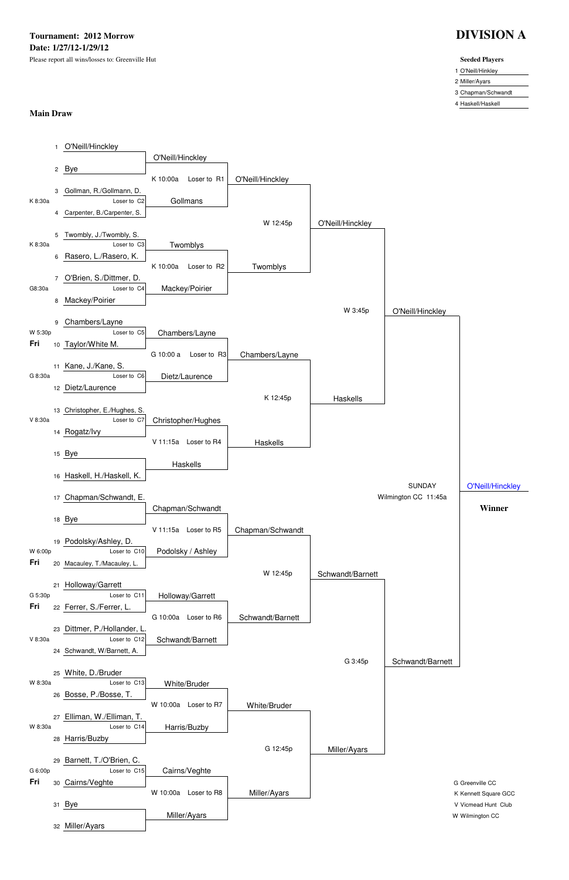**Tournament: 2012 Morrow**
**Date: 1/27/12-1/29/12**
Please report all wins/losses to: Greenville Hut

# DIVISION A

**Seeded Players**

1 O'Neill/Hinckley
2 Miller/Ayars
3 Chapman/Schwandt
4 Haskell/Haskell

## Main Draw

### First Round

| # | Time | Team | Loser to |
|---|---|---|---|
| 1 | | O'Neill/Hinckley | |
| 2 | | Bye | |
| 3 | K 8:30a | Gollman, R./Gollmann, D. | C2 |
| 4 | | Carpenter, B./Carpenter, S. | |
| 5 | K 8:30a | Twombly, J./Twombly, S. | C3 |
| 6 | | Rasero, L./Rasero, K. | |
| 7 | G8:30a | O'Brien, S./Dittmer, D. | C4 |
| 8 | | Mackey/Poirier | |
| 9 | W 5:30p Fri | Chambers/Layne | C5 |
| 10 | | Taylor/White M. | |
| 11 | G 8:30a | Kane, J./Kane, S. | C6 |
| 12 | | Dietz/Laurence | |
| 13 | V 8:30a | Christopher, E./Hughes, S. | C7 |
| 14 | | Rogatz/Ivy | |
| 15 | | Bye | |
| 16 | | Haskell, H./Haskell, K. | |
| 17 | | Chapman/Schwandt, E. | |
| 18 | | Bye | |
| 19 | W 6:00p Fri | Podolsky/Ashley, D. | C10 |
| 20 | | Macauley, T./Macauley, L. | |
| 21 | G 5:30p Fri | Holloway/Garrett | C11 |
| 22 | | Ferrer, S./Ferrer, L. | |
| 23 | V 8:30a | Dittmer, P./Hollander, L. | C12 |
| 24 | | Schwandt, W/Barnett, A. | |
| 25 | W 8:30a | White, D./Bruder | C13 |
| 26 | | Bosse, P./Bosse, T. | |
| 27 | W 8:30a | Elliman, W./Elliman, T. | C14 |
| 28 | | Harris/Buzby | |
| 29 | G 6:00p Fri | Barnett, T./O'Brien, C. | C15 |
| 30 | | Cairns/Veghte | |
| 31 | | Bye | |
| 32 | | Miller/Ayars | |

### Second Round

| Winner | Time | Loser to |
|---|---|---|
| O'Neill/Hinckley | K 10:00a | R1 |
| Gollmans | | |
| Twomblys | K 10:00a | R2 |
| Mackey/Poirier | | |
| Chambers/Layne | G 10:00 a | R3 |
| Dietz/Laurence | | |
| Christopher/Hughes | V 11:15a | R4 |
| Haskells | | |
| Chapman/Schwandt | V 11:15a | R5 |
| Podolsky / Ashley | | |
| Holloway/Garrett | G 10:00a | R6 |
| Schwandt/Barnett | | |
| White/Bruder | W 10:00a | R7 |
| Harris/Buzby | | |
| Cairns/Veghte | W 10:00a | R8 |
| Miller/Ayars | | |

### Quarterfinals

| Winner | Time |
|---|---|
| O'Neill/Hinckley | W 12:45p |
| Twomblys | |
| Chambers/Layne | K 12:45p |
| Haskells | |
| Chapman/Schwandt | W 12:45p |
| Schwandt/Barnett | |
| White/Bruder | G 12:45p |
| Miller/Ayars | |

### Semifinals

| Winner | Time |
|---|---|
| O'Neill/Hinckley | W 3:45p |
| Haskells | |
| Schwandt/Barnett | G 3:45p |
| Miller/Ayars | |

### Final

SUNDAY
Wilmington CC 11:45a

O'Neill/Hinckley
Schwandt/Barnett

**Winner**: O'Neill/Hinckley

G Greenville CC
K Kennett Square GCC
V Vicmead Hunt Club
W Wilmington CC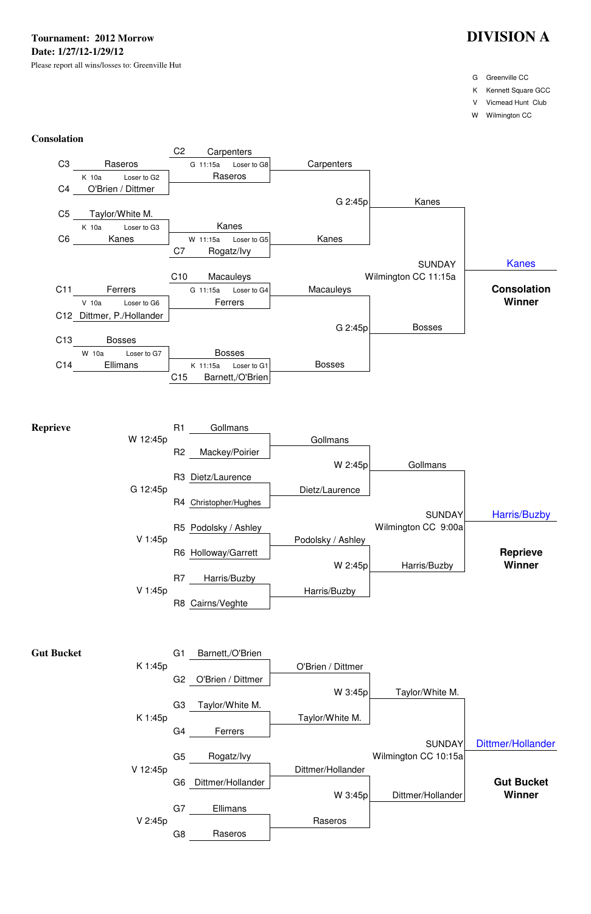**Tournament: 2012 Morrow**
**Date: 1/27/12-1/29/12**
Please report all wins/losses to: Greenville Hut

# DIVISION A

| | |
|---|---|
| G | Greenville CC |
| K | Kennett Square GCC |
| V | Vicmead Hunt Club |
| W | Wilmington CC |

## Consolation

| Slot | Team | Game Info |
|---|---|---|
| C3 | Raseros | K 10a — Loser to G2 |
| C4 | O'Brien / Dittmer | |
| C5 | Taylor/White M. | K 10a — Loser to G3 |
| C6 | Kanes | |
| C11 | Ferrers | V 10a — Loser to G6 |
| C12 | Dittmer, P./Hollander | |
| C13 | Bosses | W 10a — Loser to G7 |
| C14 | Ellimans | |

Second round:

| Slot | Team | Game Info |
|---|---|---|
| C2 | Carpenters | G 11:15a — Loser to G8 |
| | Raseros | |
| | Kanes | W 11:15a — Loser to G5 |
| C7 | Rogatz/Ivy | |
| C10 | Macauleys | G 11:15a — Loser to G4 |
| | Ferrers | |
| | Bosses | K 11:15a — Loser to G1 |
| C15 | Barnett,/O'Brien | |

Third round:
- Carpenters vs. Kanes — G 2:45p → Kanes
- Macauleys vs. Bosses — G 2:45p → Bosses

Final: Kanes vs. Bosses — SUNDAY Wilmington CC 11:15a → **Kanes**

**Consolation Winner**

## Reprieve

| Slot | Team | Game |
|---|---|---|
| R1 | Gollmans | W 12:45p |
| R2 | Mackey/Poirier | |
| R3 | Dietz/Laurence | G 12:45p |
| R4 | Christopher/Hughes | |
| R5 | Podolsky / Ashley | V 1:45p |
| R6 | Holloway/Garrett | |
| R7 | Harris/Buzby | V 1:45p |
| R8 | Cairns/Veghte | |

Second round:
- Gollmans vs. Dietz/Laurence — W 2:45p → Gollmans
- Podolsky / Ashley vs. Harris/Buzby — W 2:45p → Harris/Buzby

Final: Gollmans vs. Harris/Buzby — SUNDAY Wilmington CC 9:00a → **Harris/Buzby**

**Reprieve Winner**

## Gut Bucket

| Slot | Team | Game |
|---|---|---|
| G1 | Barnett,/O'Brien | K 1:45p |
| G2 | O'Brien / Dittmer | |
| G3 | Taylor/White M. | K 1:45p |
| G4 | Ferrers | |
| G5 | Rogatz/Ivy | V 12:45p |
| G6 | Dittmer/Hollander | |
| G7 | Ellimans | V 2:45p |
| G8 | Raseros | |

Second round:
- O'Brien / Dittmer vs. Taylor/White M. — W 3:45p → Taylor/White M.
- Dittmer/Hollander vs. Raseros — W 3:45p → Dittmer/Hollander

Final: Taylor/White M. vs. Dittmer/Hollander — SUNDAY Wilmington CC 10:15a → **Dittmer/Hollander**

**Gut Bucket Winner**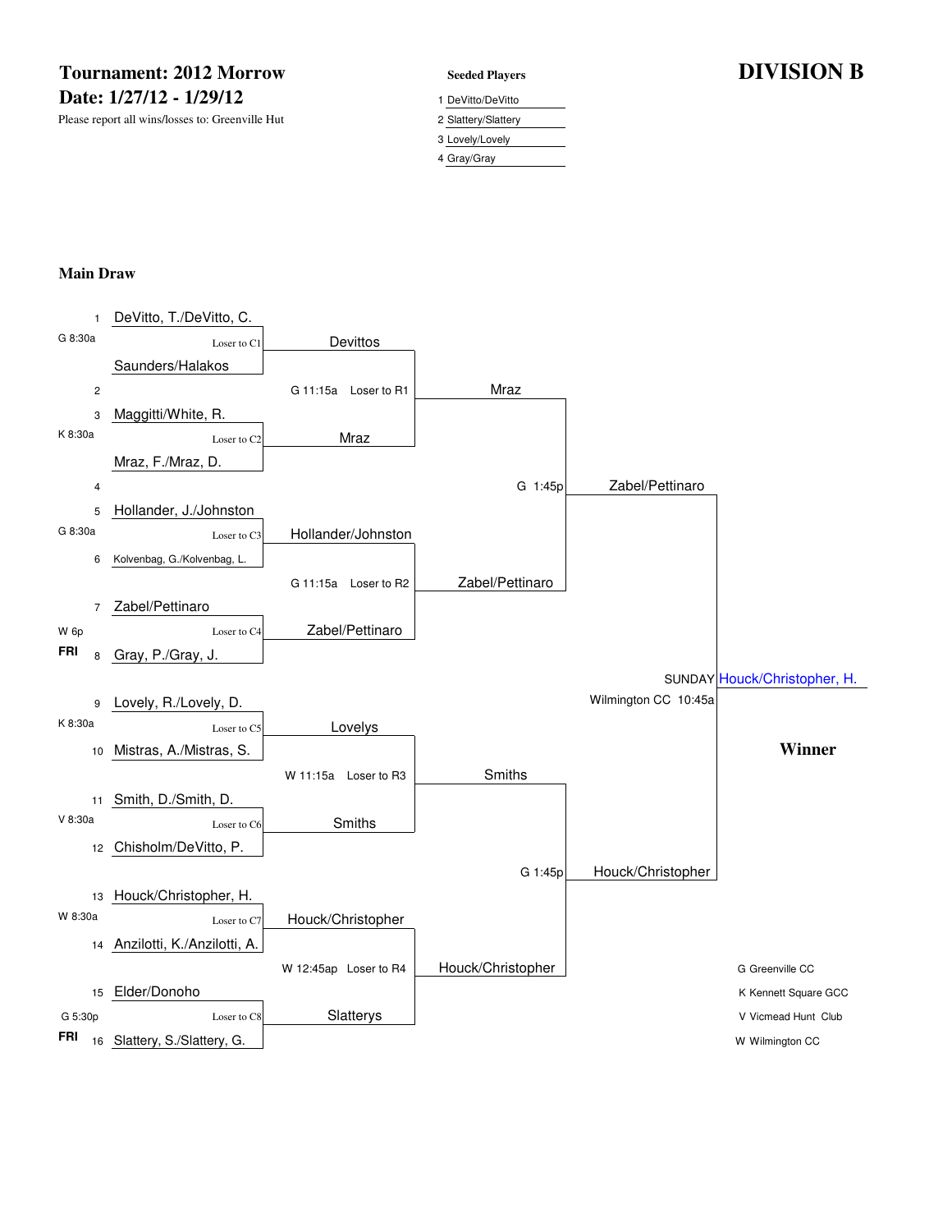# Tournament: 2012 Morrow

**Date: 1/27/12 - 1/29/12**

Please report all wins/losses to: Greenville Hut

**Seeded Players**

1. DeVitto/DeVitto
2. Slattery/Slattery
3. Lovely/Lovely
4. Gray/Gray

# DIVISION B

## Main Draw

### First Round

| # | Player | Time/Site | Note | Result |
|---|---|---|---|---|
| 1 | DeVitto, T./DeVitto, C. | G 8:30a | Loser to C1 | Devittos |
|  | Saunders/Halakos | | | |
| 2 | | | | |
| 3 | Maggitti/White, R. | K 8:30a | Loser to C2 | Mraz |
|  | Mraz, F./Mraz, D. | | | |
| 4 | | | | |
| 5 | Hollander, J./Johnston | G 8:30a | Loser to C3 | Hollander/Johnston |
| 6 | Kolvenbag, G./Kolvenbag, L. | | | |
| 7 | Zabel/Pettinaro | W 6p FRI | Loser to C4 | Zabel/Pettinaro |
| 8 | Gray, P./Gray, J. | | | |
| 9 | Lovely, R./Lovely, D. | K 8:30a | Loser to C5 | Lovelys |
| 10 | Mistras, A./Mistras, S. | | | |
| 11 | Smith, D./Smith, D. | V 8:30a | Loser to C6 | Smiths |
| 12 | Chisholm/DeVitto, P. | | | |
| 13 | Houck/Christopher, H. | W 8:30a | Loser to C7 | Houck/Christopher |
| 14 | Anzilotti, K./Anzilotti, A. | | | |
| 15 | Elder/Donoho | G 5:30p FRI | Loser to C8 | Slatterys |
| 16 | Slattery, S./Slattery, G. | | | |

### Quarterfinals

| Match | Time/Site | Note | Result |
|---|---|---|---|
| Devittos vs. Mraz | G 11:15a | Loser to R1 | Mraz |
| Hollander/Johnston vs. Zabel/Pettinaro | G 11:15a | Loser to R2 | Zabel/Pettinaro |
| Lovelys vs. Smiths | W 11:15a | Loser to R3 | Smiths |
| Houck/Christopher vs. Slatterys | W 12:45ap | Loser to R4 | Houck/Christopher |

### Semifinals

| Match | Time/Site | Result |
|---|---|---|
| Mraz vs. Zabel/Pettinaro | G 1:45p | Zabel/Pettinaro |
| Smiths vs. Houck/Christopher | G 1:45p | Houck/Christopher |

### Final

| Match | Time/Site | Result |
|---|---|---|
| Zabel/Pettinaro vs. Houck/Christopher | SUNDAY Wilmington CC 10:45a | Houck/Christopher, H. |

**Winner**: Houck/Christopher, H.

G Greenville CC
K Kennett Square GCC
V Vicmead Hunt Club
W Wilmington CC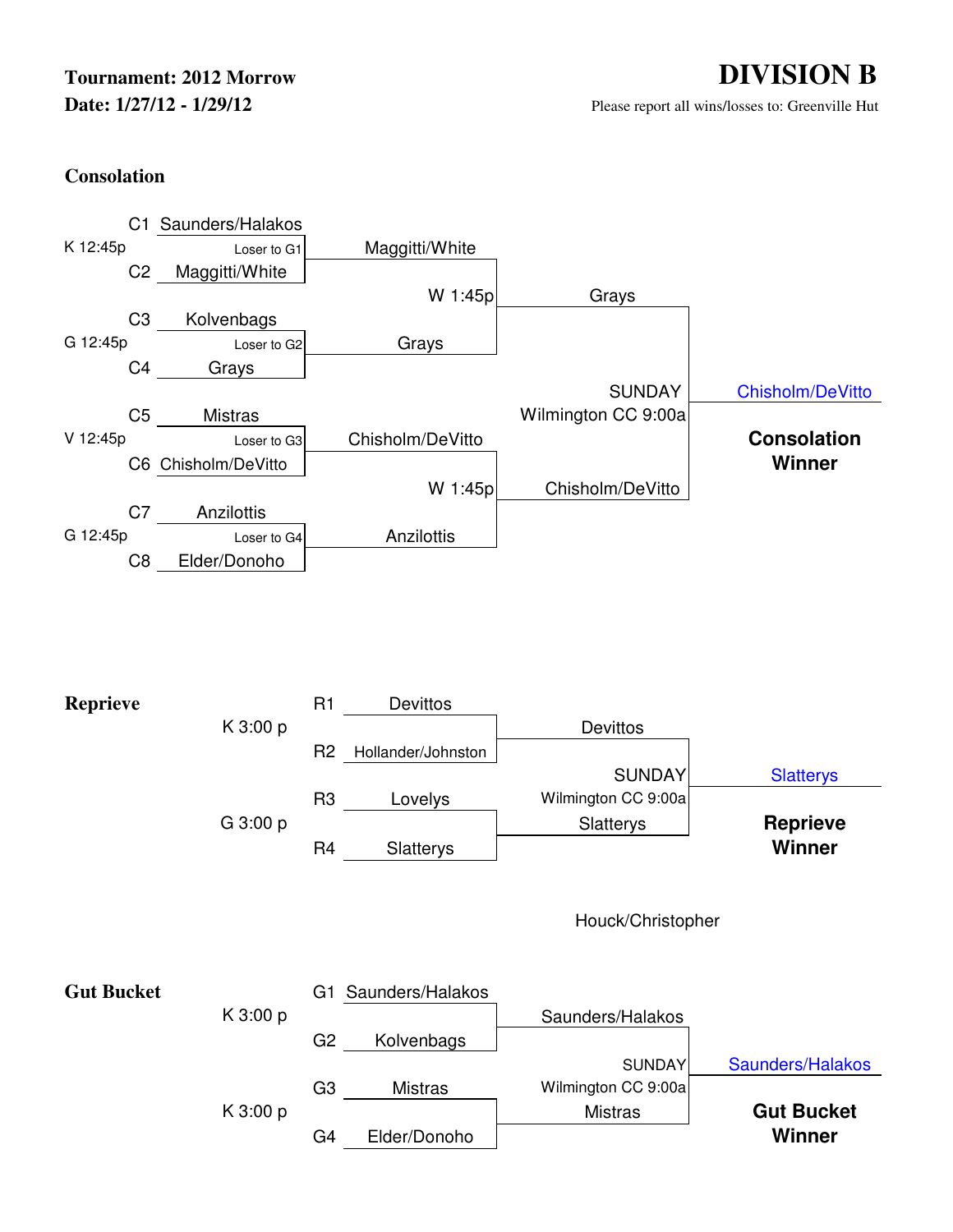**Tournament: 2012 Morrow**
**Date: 1/27/12 - 1/29/12**

# DIVISION B

Please report all wins/losses to: Greenville Hut

## Consolation

C1 Saunders/Halakos
K 12:45p
Loser to G1
C2 Maggitti/White

Maggitti/White

C3 Kolvenbags
G 12:45p
Loser to G2
C4 Grays

Grays

W 1:45p

Grays

C5 Mistras
V 12:45p
Loser to G3
C6 Chisholm/DeVitto

Chisholm/DeVitto

C7 Anzilottis
G 12:45p
Loser to G4
C8 Elder/Donoho

Anzilottis

W 1:45p

Chisholm/DeVitto

SUNDAY
Wilmington CC 9:00a

Chisholm/DeVitto

**Consolation Winner**

## Reprieve

K 3:00 p
R1 Devittos
R2 Hollander/Johnston

Devittos

G 3:00 p
R3 Lovelys
R4 Slatterys

Slatterys

SUNDAY
Wilmington CC 9:00a

Slatterys

**Reprieve Winner**

Houck/Christopher

## Gut Bucket

K 3:00 p
G1 Saunders/Halakos
G2 Kolvenbags

Saunders/Halakos

K 3:00 p
G3 Mistras
G4 Elder/Donoho

Mistras

SUNDAY
Wilmington CC 9:00a

Saunders/Halakos

**Gut Bucket Winner**